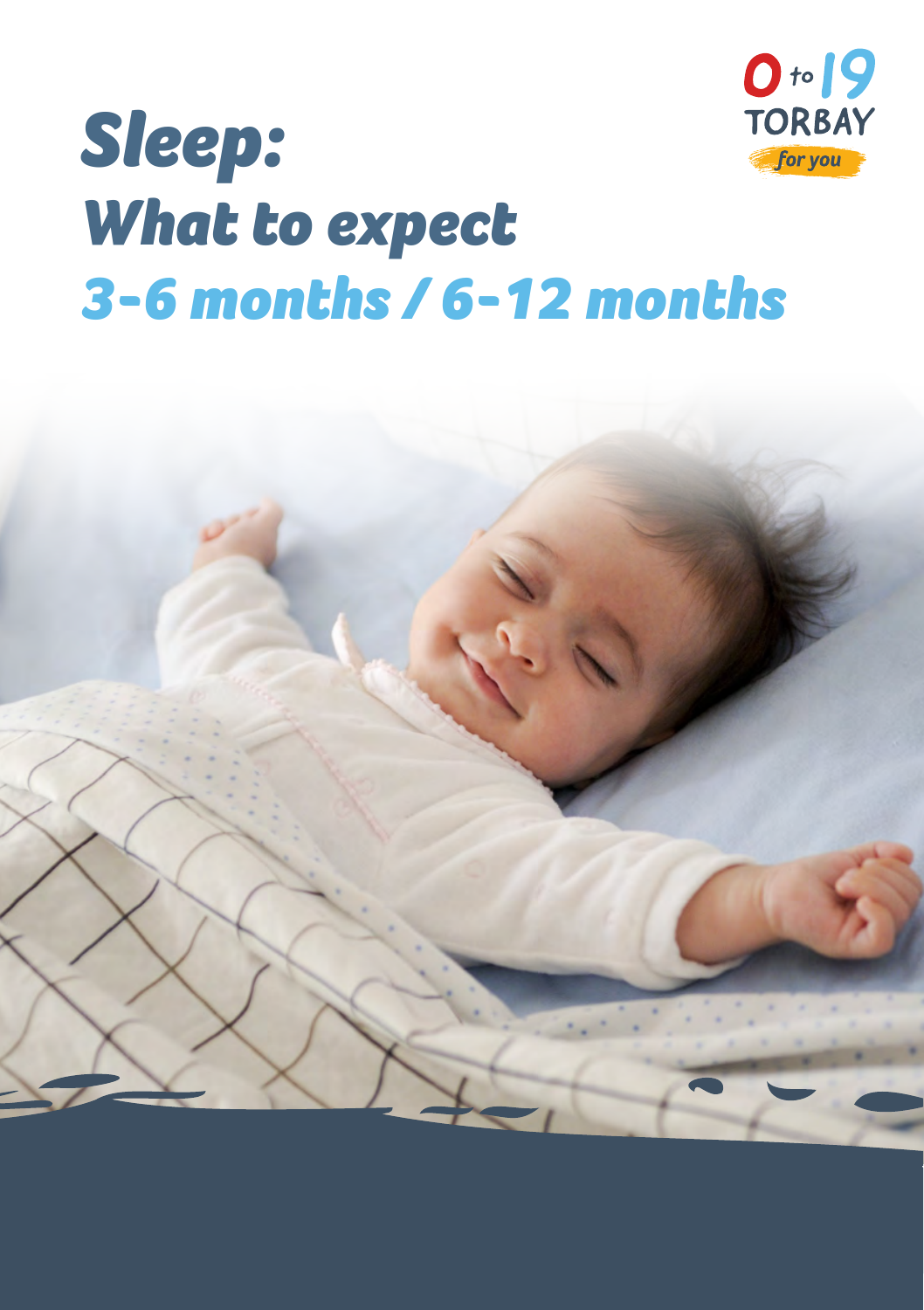# Sleep:
# What to expect
## 3-6 months / 6-12 months

0 to 19 TORBAY *for you*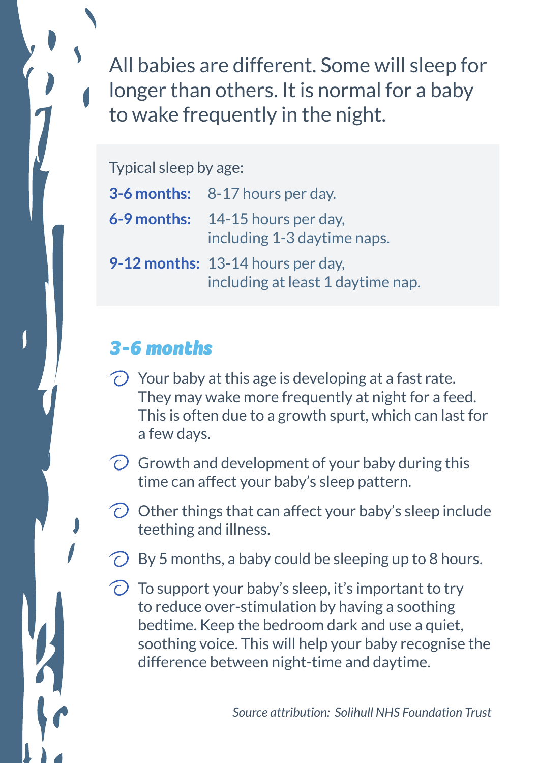All babies are different. Some will sleep for longer than others. It is normal for a baby to wake frequently in the night.

Typical sleep by age:

| | |
|---|---|
| **3-6 months:** | 8-17 hours per day. |
| **6-9 months:** | 14-15 hours per day, including 1-3 daytime naps. |
| **9-12 months:** | 13-14 hours per day, including at least 1 daytime nap. |

## *3-6 months*

- Your baby at this age is developing at a fast rate. They may wake more frequently at night for a feed. This is often due to a growth spurt, which can last for a few days.
- Growth and development of your baby during this time can affect your baby's sleep pattern.
- Other things that can affect your baby's sleep include teething and illness.
- By 5 months, a baby could be sleeping up to 8 hours.
- To support your baby's sleep, it's important to try to reduce over-stimulation by having a soothing bedtime. Keep the bedroom dark and use a quiet, soothing voice. This will help your baby recognise the difference between night-time and daytime.

*Source attribution: Solihull NHS Foundation Trust*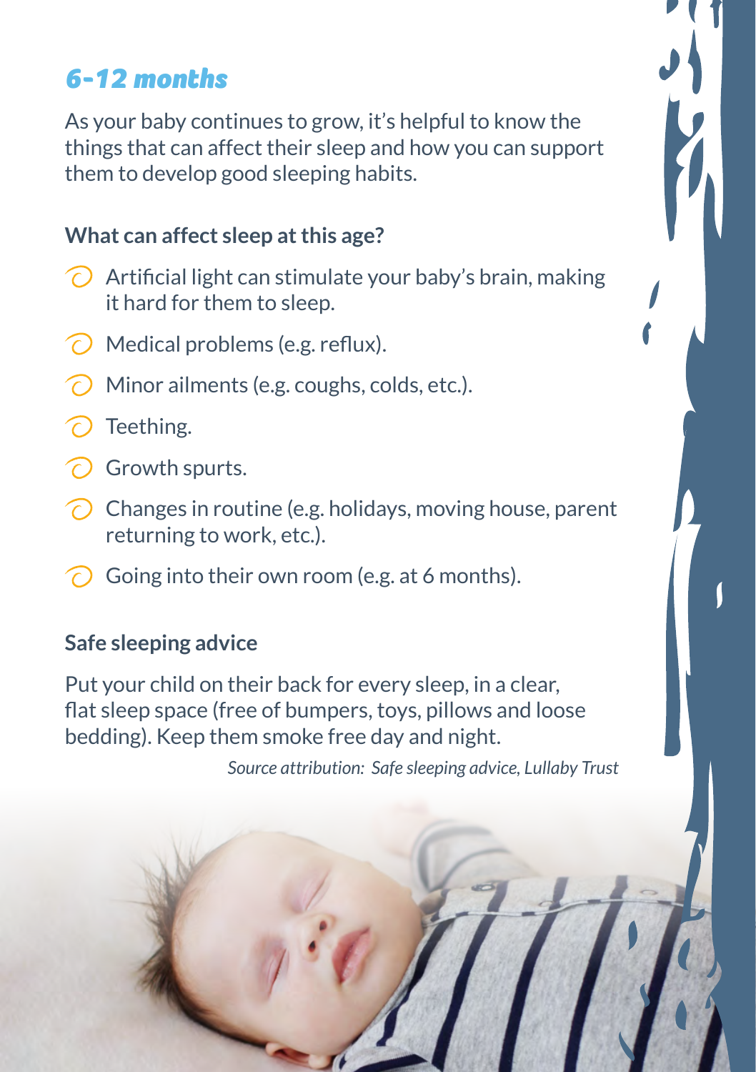## *6-12 months*

As your baby continues to grow, it's helpful to know the things that can affect their sleep and how you can support them to develop good sleeping habits.

### What can affect sleep at this age?

- Artificial light can stimulate your baby's brain, making it hard for them to sleep.
- Medical problems (e.g. reflux).
- Minor ailments (e.g. coughs, colds, etc.).
- Teething.
- Growth spurts.
- Changes in routine (e.g. holidays, moving house, parent returning to work, etc.).
- Going into their own room (e.g. at 6 months).

### Safe sleeping advice

Put your child on their back for every sleep, in a clear, flat sleep space (free of bumpers, toys, pillows and loose bedding). Keep them smoke free day and night.

*Source attribution: Safe sleeping advice, Lullaby Trust*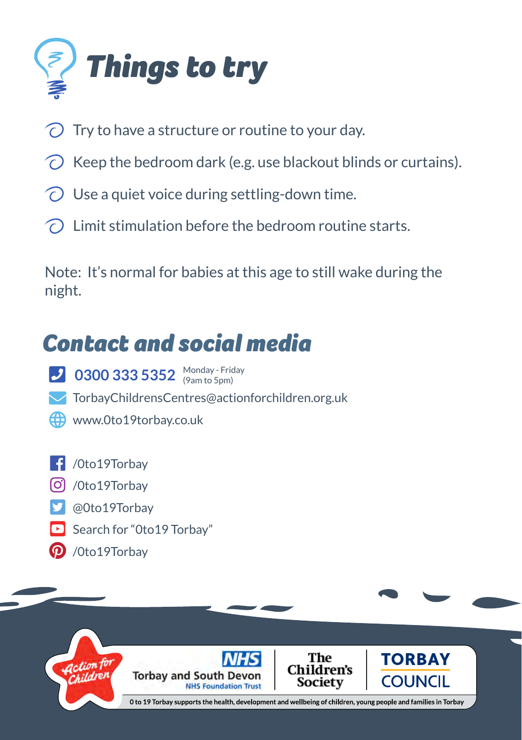# Things to try

- Try to have a structure or routine to your day.
- Keep the bedroom dark (e.g. use blackout blinds or curtains).
- Use a quiet voice during settling-down time.
- Limit stimulation before the bedroom routine starts.

Note: It's normal for babies at this age to still wake during the night.

## Contact and social media

**0300 333 5352** Monday - Friday (9am to 5pm)

TorbayChildrensCentres@actionforchildren.org.uk

www.0to19torbay.co.uk

/0to19Torbay

/0to19Torbay

@0to19Torbay

Search for "0to19 Torbay"

/0to19Torbay

Action for Children | Torbay and South Devon NHS Foundation Trust | The Children's Society | TORBAY COUNCIL

0 to 19 Torbay supports the health, development and wellbeing of children, young people and families in Torbay